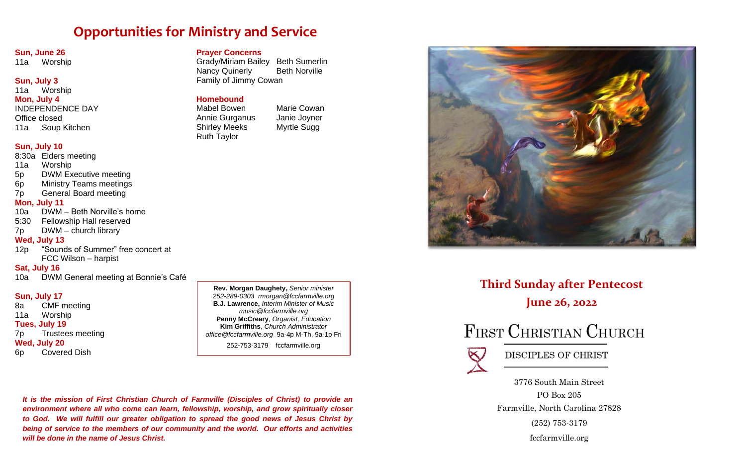# Opportunities for Ministry and Service

**Sun, June 26**
11a Worship

**Sun, July 3**
11a Worship

**Mon, July 4**
INDEPENDENCE DAY
Office closed
11a Soup Kitchen

**Sun, July 10**
8:30a Elders meeting
11a Worship
5p DWM Executive meeting
6p Ministry Teams meetings
7p General Board meeting

**Mon, July 11**
10a DWM – Beth Norville's home
5:30 Fellowship Hall reserved
7p DWM – church library

**Wed, July 13**
12p "Sounds of Summer" free concert at FCC Wilson – harpist

**Sat, July 16**
10a DWM General meeting at Bonnie's Café

**Sun, July 17**
8a CMF meeting
11a Worship

**Tues, July 19**
7p Trustees meeting

**Wed, July 20**
6p Covered Dish

**Prayer Concerns**
Grady/Miriam Bailey
Beth Sumerlin
Nancy Quinerly
Beth Norville
Family of Jimmy Cowan

**Homebound**
Mabel Bowen
Marie Cowan
Annie Gurganus
Janie Joyner
Shirley Meeks
Myrtle Sugg
Ruth Taylor

**Rev. Morgan Daughety,** *Senior minister*
*252-289-0303 rmorgan@fccfarmville.org*
**B.J. Lawrence,** *Interim Minister of Music*
*music@fccfarmville.org*
**Penny McCreary**, *Organist, Education*
**Kim Griffiths**, *Church Administrator*
*office@fccfarmville.org* 9a-4p M-Th, 9a-1p Fri
252-753-3179 fccfarmville.org

***It is the mission of First Christian Church of Farmville (Disciples of Christ) to provide an environment where all who come can learn, fellowship, worship, and grow spiritually closer to God. We will fulfill our greater obligation to spread the good news of Jesus Christ by being of service to the members of our community and the world. Our efforts and activities will be done in the name of Jesus Christ.***

## Third Sunday after Pentecost

## June 26, 2022

# First Christian Church

DISCIPLES OF CHRIST

3776 South Main Street
PO Box 205
Farmville, North Carolina 27828
(252) 753-3179
fccfarmville.org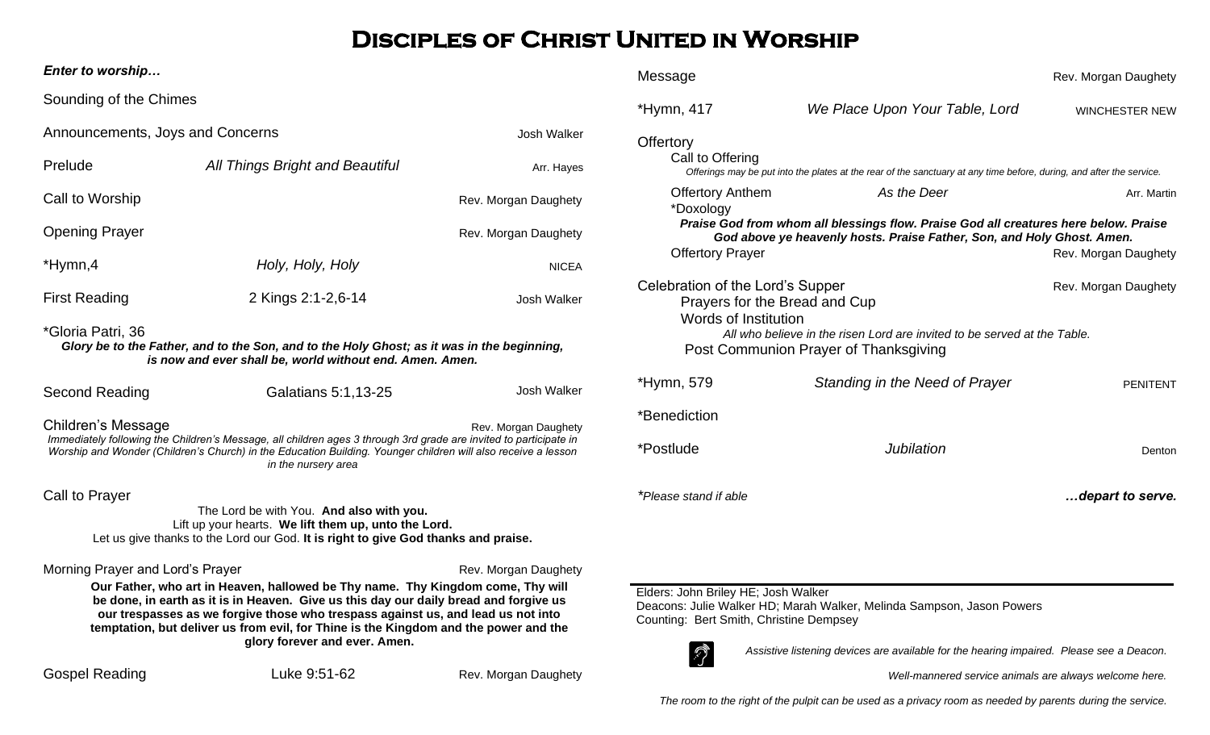# Disciples of Christ United in Worship

***Enter to worship…***

Sounding of the Chimes

Announcements, Joys and Concerns — Josh Walker

Prelude — *All Things Bright and Beautiful* — Arr. Hayes

Call to Worship — Rev. Morgan Daughety

Opening Prayer — Rev. Morgan Daughety

*Hymn,4 — *Holy, Holy, Holy* — NICEA

First Reading — 2 Kings 2:1-2,6-14 — Josh Walker

*Gloria Patri, 36

***Glory be to the Father, and to the Son, and to the Holy Ghost; as it was in the beginning, is now and ever shall be, world without end. Amen. Amen.***

Second Reading — Galatians 5:1,13-25 — Josh Walker

Children's Message — Rev. Morgan Daughety

*Immediately following the Children's Message, all children ages 3 through 3rd grade are invited to participate in Worship and Wonder (Children's Church) in the Education Building. Younger children will also receive a lesson in the nursery area*

Call to Prayer

The Lord be with You. **And also with you.**
Lift up your hearts. **We lift them up, unto the Lord.**
Let us give thanks to the Lord our God. **It is right to give God thanks and praise.**

Morning Prayer and Lord's Prayer — Rev. Morgan Daughety

**Our Father, who art in Heaven, hallowed be Thy name. Thy Kingdom come, Thy will be done, in earth as it is in Heaven. Give us this day our daily bread and forgive us our trespasses as we forgive those who trespass against us, and lead us not into temptation, but deliver us from evil, for Thine is the Kingdom and the power and the glory forever and ever. Amen.**

Gospel Reading — Luke 9:51-62 — Rev. Morgan Daughety

Message — Rev. Morgan Daughety

*Hymn, 417 — *We Place Upon Your Table, Lord* — WINCHESTER NEW

Offertory

Call to Offering

*Offerings may be put into the plates at the rear of the sanctuary at any time before, during, and after the service.*

Offertory Anthem — *As the Deer* — Arr. Martin

*Doxology

***Praise God from whom all blessings flow. Praise God all creatures here below. Praise God above ye heavenly hosts. Praise Father, Son, and Holy Ghost. Amen.***

Offertory Prayer — Rev. Morgan Daughety

Celebration of the Lord's Supper — Rev. Morgan Daughety

Prayers for the Bread and Cup

Words of Institution

*All who believe in the risen Lord are invited to be served at the Table.*

Post Communion Prayer of Thanksgiving

*Hymn, 579 — *Standing in the Need of Prayer* — PENITENT

*Benediction

*Postlude — *Jubilation* — Denton

**Please stand if able*

***…depart to serve.***

---

Elders: John Briley HE; Josh Walker
Deacons: Julie Walker HD; Marah Walker, Melinda Sampson, Jason Powers
Counting: Bert Smith, Christine Dempsey

*Assistive listening devices are available for the hearing impaired. Please see a Deacon.*

*Well-mannered service animals are always welcome here.*

*The room to the right of the pulpit can be used as a privacy room as needed by parents during the service.*